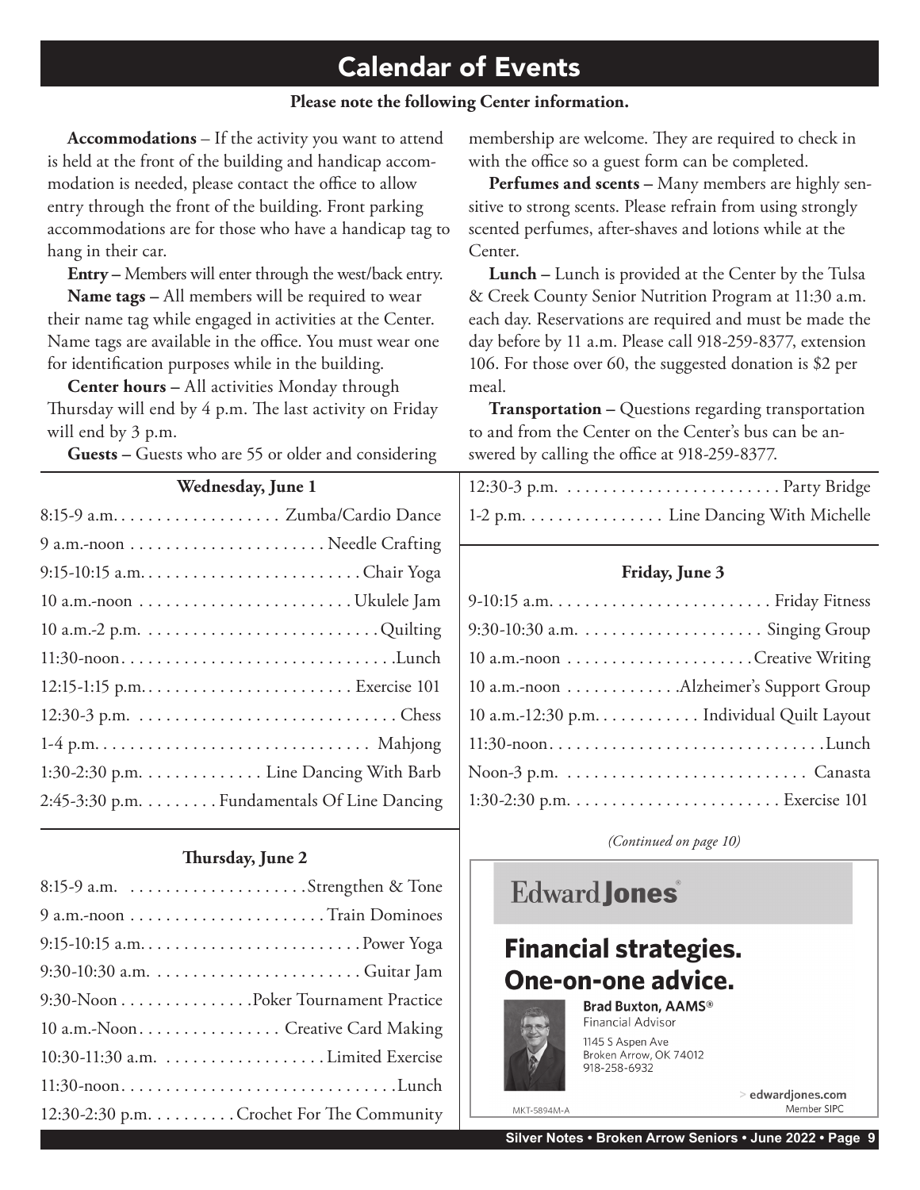# Calendar of Events

**Please note the following Center information.**

**Accommodations** – If the activity you want to attend is held at the front of the building and handicap accommodation is needed, please contact the office to allow entry through the front of the building. Front parking accommodations are for those who have a handicap tag to hang in their car.

**Entry** – Members will enter through the west/back entry.

**Name tags** – All members will be required to wear their name tag while engaged in activities at the Center. Name tags are available in the office. You must wear one for identification purposes while in the building.

**Center hours** – All activities Monday through Thursday will end by 4 p.m. The last activity on Friday will end by 3 p.m.

**Guests** – Guests who are 55 or older and considering membership are welcome. They are required to check in with the office so a guest form can be completed.

**Perfumes and scents** – Many members are highly sensitive to strong scents. Please refrain from using strongly scented perfumes, after-shaves and lotions while at the Center.

**Lunch** – Lunch is provided at the Center by the Tulsa & Creek County Senior Nutrition Program at 11:30 a.m. each day. Reservations are required and must be made the day before by 11 a.m. Please call 918-259-8377, extension 106. For those over 60, the suggested donation is $2 per meal.

**Transportation** – Questions regarding transportation to and from the Center on the Center's bus can be answered by calling the office at 918-259-8377.

### Wednesday, June 1

8:15-9 a.m. . . . . . . . . . . . . . . . . . . Zumba/Cardio Dance
9 a.m.-noon . . . . . . . . . . . . . . . . . . . . . . Needle Crafting
9:15-10:15 a.m. . . . . . . . . . . . . . . . . . . . . . . . . Chair Yoga
10 a.m.-noon . . . . . . . . . . . . . . . . . . . . . . . . Ukulele Jam
10 a.m.-2 p.m. . . . . . . . . . . . . . . . . . . . . . . . . . . Quilting
11:30-noon. . . . . . . . . . . . . . . . . . . . . . . . . . . . . . . Lunch
12:15-1:15 p.m. . . . . . . . . . . . . . . . . . . . . . . . Exercise 101
12:30-3 p.m. . . . . . . . . . . . . . . . . . . . . . . . . . . . . Chess
1-4 p.m. . . . . . . . . . . . . . . . . . . . . . . . . . . . . . . Mahjong
1:30-2:30 p.m. . . . . . . . . . . . . . Line Dancing With Barb
2:45-3:30 p.m. . . . . . . . . Fundamentals Of Line Dancing

### Thursday, June 2

8:15-9 a.m. . . . . . . . . . . . . . . . . . . . . Strengthen & Tone
9 a.m.-noon . . . . . . . . . . . . . . . . . . . . . . Train Dominoes
9:15-10:15 a.m. . . . . . . . . . . . . . . . . . . . . . . . . Power Yoga
9:30-10:30 a.m. . . . . . . . . . . . . . . . . . . . . . . . Guitar Jam
9:30-Noon . . . . . . . . . . . . . . . Poker Tournament Practice
10 a.m.-Noon . . . . . . . . . . . . . . . . Creative Card Making
10:30-11:30 a.m. . . . . . . . . . . . . . . . . . . Limited Exercise
11:30-noon. . . . . . . . . . . . . . . . . . . . . . . . . . . . . . . Lunch
12:30-2:30 p.m. . . . . . . . . . Crochet For The Community
12:30-3 p.m. . . . . . . . . . . . . . . . . . . . . . . . . Party Bridge
1-2 p.m. . . . . . . . . . . . . . . . Line Dancing With Michelle

### Friday, June 3

9-10:15 a.m. . . . . . . . . . . . . . . . . . . . . . . . . Friday Fitness
9:30-10:30 a.m. . . . . . . . . . . . . . . . . . . . . Singing Group
10 a.m.-noon . . . . . . . . . . . . . . . . . . . . . Creative Writing
10 a.m.-noon . . . . . . . . . . . . . Alzheimer's Support Group
10 a.m.-12:30 p.m. . . . . . . . . . . . Individual Quilt Layout
11:30-noon. . . . . . . . . . . . . . . . . . . . . . . . . . . . . . . Lunch
Noon-3 p.m. . . . . . . . . . . . . . . . . . . . . . . . . . . . Canasta
1:30-2:30 p.m. . . . . . . . . . . . . . . . . . . . . . . . Exercise 101

*(Continued on page 10)*

Edward **Jones**

**Financial strategies. One-on-one advice.**

**Brad Buxton, AAMS®**
Financial Advisor
1145 S Aspen Ave
Broken Arrow, OK 74012
918-258-6932

MKT-5894M-A

> edwardjones.com
Member SIPC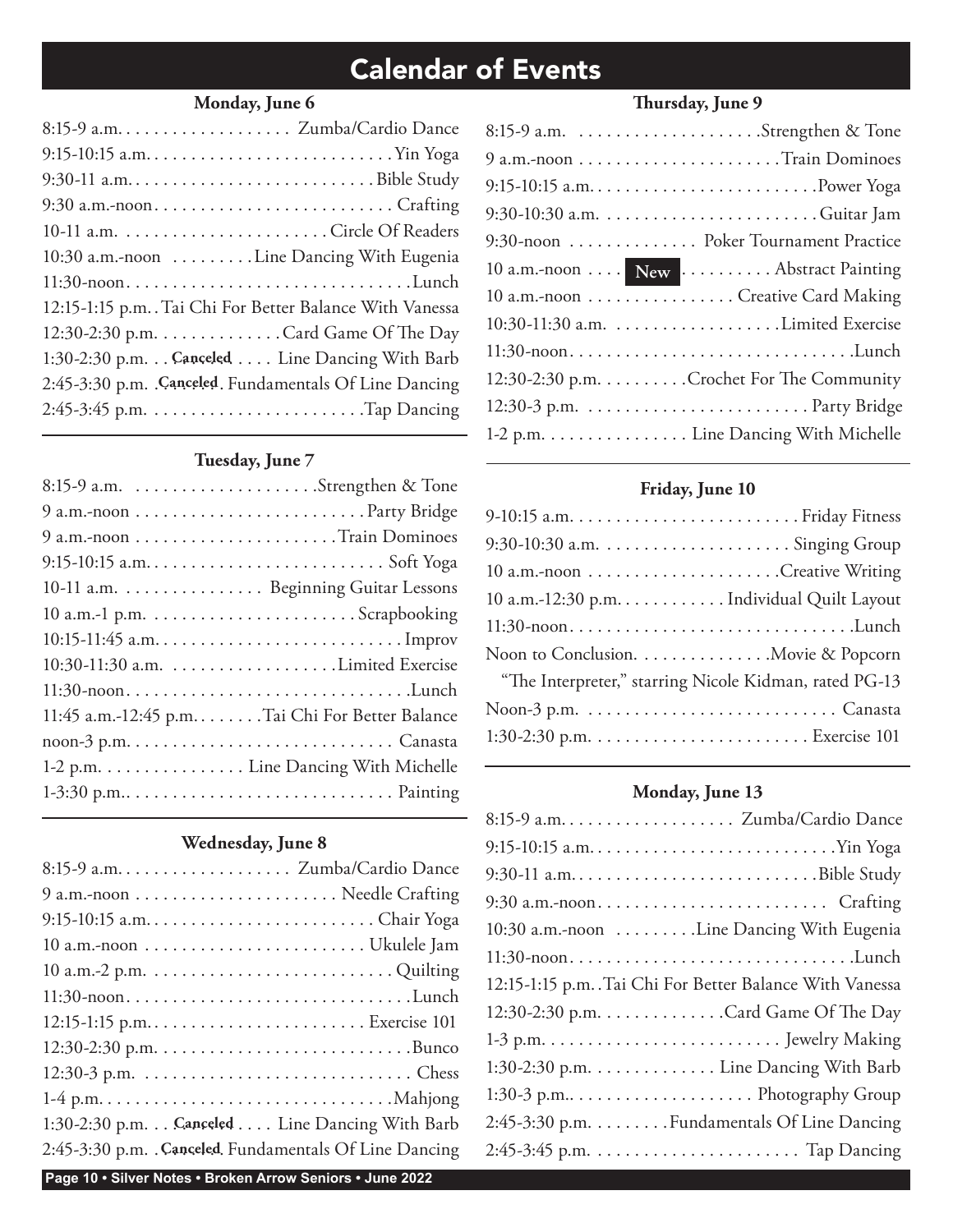# Calendar of Events

### Monday, June 6

8:15-9 a.m. .................. Zumba/Cardio Dance
9:15-10:15 a.m. .................. Yin Yoga
9:30-11 a.m. .................. Bible Study
9:30 a.m.-noon .................. Crafting
10-11 a.m. .................. Circle Of Readers
10:30 a.m.-noon .................. Line Dancing With Eugenia
11:30-noon .................. Lunch
12:15-1:15 p.m. .. Tai Chi For Better Balance With Vanessa
12:30-2:30 p.m. .................. Card Game Of The Day
1:30-2:30 p.m. .. Canceled .... Line Dancing With Barb
2:45-3:30 p.m. . Canceled . Fundamentals Of Line Dancing
2:45-3:45 p.m. .................. Tap Dancing

### Tuesday, June 7

8:15-9 a.m. .................. Strengthen & Tone
9 a.m.-noon .................. Party Bridge
9 a.m.-noon .................. Train Dominoes
9:15-10:15 a.m. .................. Soft Yoga
10-11 a.m. .................. Beginning Guitar Lessons
10 a.m.-1 p.m. .................. Scrapbooking
10:15-11:45 a.m. .................. Improv
10:30-11:30 a.m. .................. Limited Exercise
11:30-noon .................. Lunch
11:45 a.m.-12:45 p.m. .................. Tai Chi For Better Balance
noon-3 p.m. .................. Canasta
1-2 p.m. .................. Line Dancing With Michelle
1-3:30 p.m. .................. Painting

### Wednesday, June 8

8:15-9 a.m. .................. Zumba/Cardio Dance
9 a.m.-noon .................. Needle Crafting
9:15-10:15 a.m. .................. Chair Yoga
10 a.m.-noon .................. Ukulele Jam
10 a.m.-2 p.m. .................. Quilting
11:30-noon .................. Lunch
12:15-1:15 p.m. .................. Exercise 101
12:30-2:30 p.m. .................. Bunco
12:30-3 p.m. .................. Chess
1-4 p.m. .................. Mahjong
1:30-2:30 p.m. .. Canceled .... Line Dancing With Barb
2:45-3:30 p.m. . Canceled . Fundamentals Of Line Dancing

### Thursday, June 9

8:15-9 a.m. .................. Strengthen & Tone
9 a.m.-noon .................. Train Dominoes
9:15-10:15 a.m. .................. Power Yoga
9:30-10:30 a.m. .................. Guitar Jam
9:30-noon .................. Poker Tournament Practice
10 a.m.-noon .... **New** .......... Abstract Painting
10 a.m.-noon .................. Creative Card Making
10:30-11:30 a.m. .................. Limited Exercise
11:30-noon .................. Lunch
12:30-2:30 p.m. .................. Crochet For The Community
12:30-3 p.m. .................. Party Bridge
1-2 p.m. .................. Line Dancing With Michelle

### Friday, June 10

9-10:15 a.m. .................. Friday Fitness
9:30-10:30 a.m. .................. Singing Group
10 a.m.-noon .................. Creative Writing
10 a.m.-12:30 p.m. .................. Individual Quilt Layout
11:30-noon .................. Lunch
Noon to Conclusion. .................. Movie & Popcorn
"The Interpreter," starring Nicole Kidman, rated PG-13
Noon-3 p.m. .................. Canasta
1:30-2:30 p.m. .................. Exercise 101

### Monday, June 13

8:15-9 a.m. .................. Zumba/Cardio Dance
9:15-10:15 a.m. .................. Yin Yoga
9:30-11 a.m. .................. Bible Study
9:30 a.m.-noon .................. Crafting
10:30 a.m.-noon .................. Line Dancing With Eugenia
11:30-noon .................. Lunch
12:15-1:15 p.m. . Tai Chi For Better Balance With Vanessa
12:30-2:30 p.m. .................. Card Game Of The Day
1-3 p.m. .................. Jewelry Making
1:30-2:30 p.m. .................. Line Dancing With Barb
1:30-3 p.m. .................. Photography Group
2:45-3:30 p.m. .................. Fundamentals Of Line Dancing
2:45-3:45 p.m. .................. Tap Dancing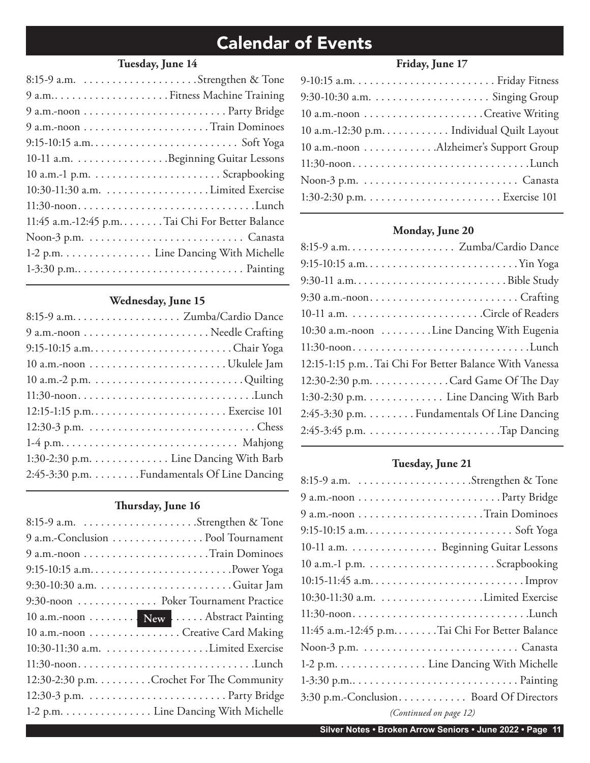# Calendar of Events

### Tuesday, June 14

8:15-9 a.m. . . . . . . . . . . . . . . . . . . . .Strengthen & Tone
9 a.m.. . . . . . . . . . . . . . . . . . . . Fitness Machine Training
9 a.m.-noon . . . . . . . . . . . . . . . . . . . . . . . . . Party Bridge
9 a.m.-noon . . . . . . . . . . . . . . . . . . . . . . Train Dominoes
9:15-10:15 a.m. . . . . . . . . . . . . . . . . . . . . . . . . . Soft Yoga
10-11 a.m. . . . . . . . . . . . . . . . .Beginning Guitar Lessons
10 a.m.-1 p.m. . . . . . . . . . . . . . . . . . . . . . . Scrapbooking
10:30-11:30 a.m. . . . . . . . . . . . . . . . . . . Limited Exercise
11:30-noon. . . . . . . . . . . . . . . . . . . . . . . . . . . . . . . .Lunch
11:45 a.m.-12:45 p.m. . . . . . . .Tai Chi For Better Balance
Noon-3 p.m. . . . . . . . . . . . . . . . . . . . . . . . . . . Canasta
1-2 p.m. . . . . . . . . . . . . . . . Line Dancing With Michelle
1-3:30 p.m.. . . . . . . . . . . . . . . . . . . . . . . . . . . . . Painting

### Wednesday, June 15

8:15-9 a.m. . . . . . . . . . . . . . . . . . . Zumba/Cardio Dance
9 a.m.-noon . . . . . . . . . . . . . . . . . . . . . . Needle Crafting
9:15-10:15 a.m. . . . . . . . . . . . . . . . . . . . . . . . . Chair Yoga
10 a.m.-noon . . . . . . . . . . . . . . . . . . . . . . . . Ukulele Jam
10 a.m.-2 p.m. . . . . . . . . . . . . . . . . . . . . . . . . . .Quilting
11:30-noon. . . . . . . . . . . . . . . . . . . . . . . . . . . . . . .Lunch
12:15-1:15 p.m. . . . . . . . . . . . . . . . . . . . . . . . Exercise 101
12:30-3 p.m. . . . . . . . . . . . . . . . . . . . . . . . . . . . . . Chess
1-4 p.m. . . . . . . . . . . . . . . . . . . . . . . . . . . . . . . Mahjong
1:30-2:30 p.m. . . . . . . . . . . . . . Line Dancing With Barb
2:45-3:30 p.m. . . . . . . . . Fundamentals Of Line Dancing

### Thursday, June 16

8:15-9 a.m. . . . . . . . . . . . . . . . . . . . .Strengthen & Tone
9 a.m.-Conclusion . . . . . . . . . . . . . . . . Pool Tournament
9 a.m.-noon . . . . . . . . . . . . . . . . . . . . . . .Train Dominoes
9:15-10:15 a.m. . . . . . . . . . . . . . . . . . . . . . . . .Power Yoga
9:30-10:30 a.m. . . . . . . . . . . . . . . . . . . . . . . . Guitar Jam
9:30-noon . . . . . . . . . . . . . . Poker Tournament Practice
10 a.m.-noon . . . . . . . . New . . . . . . Abstract Painting
10 a.m.-noon . . . . . . . . . . . . . . . . Creative Card Making
10:30-11:30 a.m. . . . . . . . . . . . . . . . . . .Limited Exercise
11:30-noon. . . . . . . . . . . . . . . . . . . . . . . . . . . . . . .Lunch
12:30-2:30 p.m. . . . . . . . . .Crochet For The Community
12:30-3 p.m. . . . . . . . . . . . . . . . . . . . . . . . . Party Bridge
1-2 p.m. . . . . . . . . . . . . . . . Line Dancing With Michelle

### Friday, June 17

9-10:15 a.m. . . . . . . . . . . . . . . . . . . . . . . . . Friday Fitness
9:30-10:30 a.m. . . . . . . . . . . . . . . . . . . . . Singing Group
10 a.m.-noon . . . . . . . . . . . . . . . . . . . . .Creative Writing
10 a.m.-12:30 p.m. . . . . . . . . . . . Individual Quilt Layout
10 a.m.-noon . . . . . . . . . . . . .Alzheimer's Support Group
11:30-noon. . . . . . . . . . . . . . . . . . . . . . . . . . . . . . . .Lunch
Noon-3 p.m. . . . . . . . . . . . . . . . . . . . . . . . . . . . Canasta
1:30-2:30 p.m. . . . . . . . . . . . . . . . . . . . . . . . Exercise 101

### Monday, June 20

8:15-9 a.m. . . . . . . . . . . . . . . . . . . Zumba/Cardio Dance
9:15-10:15 a.m. . . . . . . . . . . . . . . . . . . . . . . . . . . .Yin Yoga
9:30-11 a.m. . . . . . . . . . . . . . . . . . . . . . . . . . .Bible Study
9:30 a.m.-noon. . . . . . . . . . . . . . . . . . . . . . . . . . Crafting
10-11 a.m. . . . . . . . . . . . . . . . . . . . . . . .Circle of Readers
10:30 a.m.-noon . . . . . . . . . Line Dancing With Eugenia
11:30-noon. . . . . . . . . . . . . . . . . . . . . . . . . . . . . . . .Lunch
12:15-1:15 p.m. . Tai Chi For Better Balance With Vanessa
12:30-2:30 p.m. . . . . . . . . . . . . .Card Game Of The Day
1:30-2:30 p.m. . . . . . . . . . . . . . Line Dancing With Barb
2:45-3:30 p.m. . . . . . . . . Fundamentals Of Line Dancing
2:45-3:45 p.m. . . . . . . . . . . . . . . . . . . . . . . .Tap Dancing

### Tuesday, June 21

8:15-9 a.m. . . . . . . . . . . . . . . . . . . . .Strengthen & Tone
9 a.m.-noon . . . . . . . . . . . . . . . . . . . . . . . . . Party Bridge
9 a.m.-noon . . . . . . . . . . . . . . . . . . . . . .Train Dominoes
9:15-10:15 a.m. . . . . . . . . . . . . . . . . . . . . . . . . . Soft Yoga
10-11 a.m. . . . . . . . . . . . . . . Beginning Guitar Lessons
10 a.m.-1 p.m. . . . . . . . . . . . . . . . . . . . . . . Scrapbooking
10:15-11:45 a.m. . . . . . . . . . . . . . . . . . . . . . . . . . . Improv
10:30-11:30 a.m. . . . . . . . . . . . . . . . . . .Limited Exercise
11:30-noon. . . . . . . . . . . . . . . . . . . . . . . . . . . . . . .Lunch
11:45 a.m.-12:45 p.m. . . . . . . .Tai Chi For Better Balance
Noon-3 p.m. . . . . . . . . . . . . . . . . . . . . . . . . . . Canasta
1-2 p.m. . . . . . . . . . . . . . . . Line Dancing With Michelle
1-3:30 p.m.. . . . . . . . . . . . . . . . . . . . . . . . . . . . . Painting
3:30 p.m.-Conclusion. . . . . . . . . . . . Board Of Directors

*(Continued on page 12)*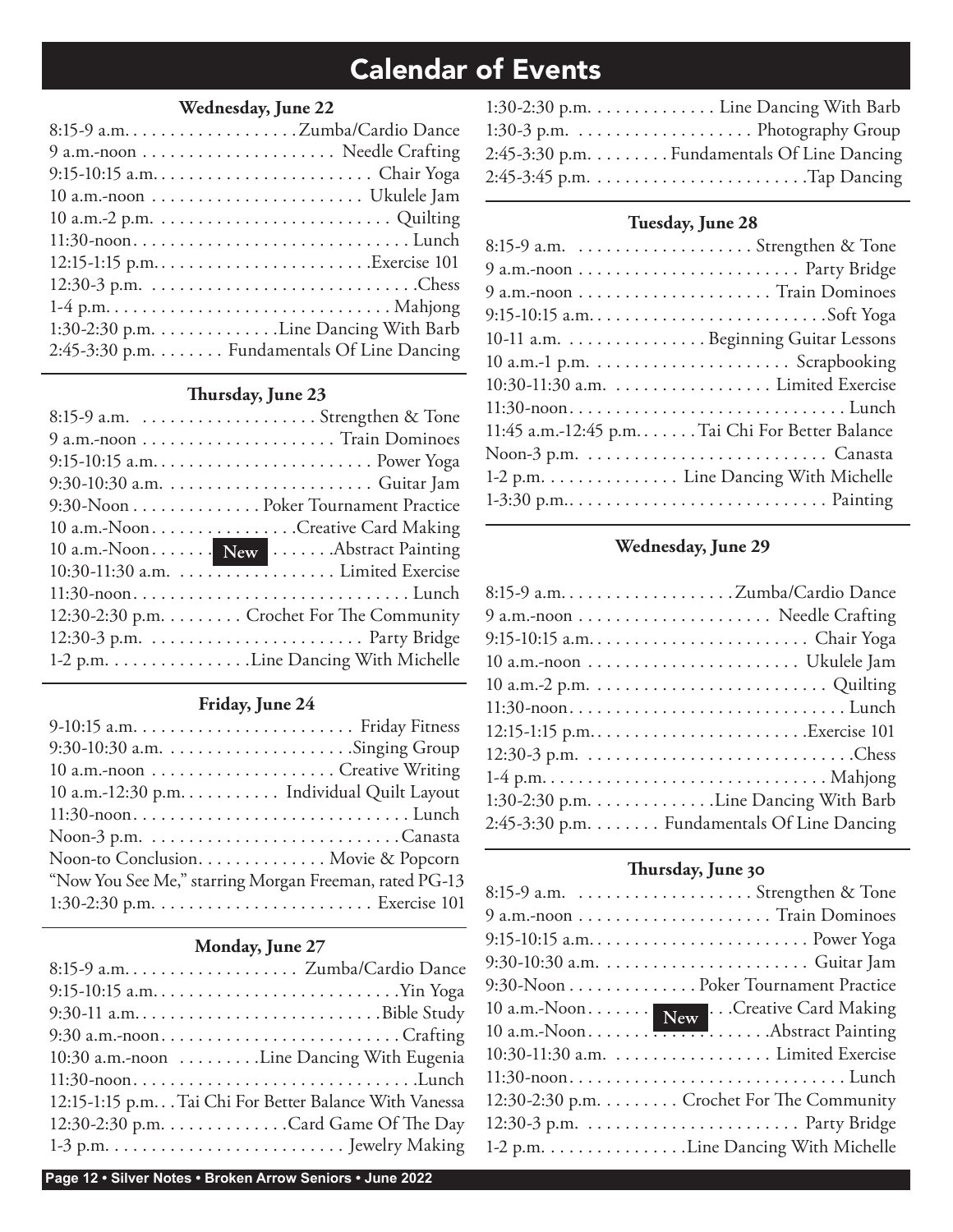# Calendar of Events

### Wednesday, June 22

- 8:15-9 a.m. . . . Zumba/Cardio Dance
- 9 a.m.-noon . . . Needle Crafting
- 9:15-10:15 a.m. . . . Chair Yoga
- 10 a.m.-noon . . . Ukulele Jam
- 10 a.m.-2 p.m. . . . Quilting
- 11:30-noon . . . Lunch
- 12:15-1:15 p.m. . . . Exercise 101
- 12:30-3 p.m. . . . Chess
- 1-4 p.m. . . . Mahjong
- 1:30-2:30 p.m. . . . Line Dancing With Barb
- 2:45-3:30 p.m. . . . Fundamentals Of Line Dancing

### Thursday, June 23

- 8:15-9 a.m. . . . Strengthen & Tone
- 9 a.m.-noon . . . Train Dominoes
- 9:15-10:15 a.m. . . . Power Yoga
- 9:30-10:30 a.m. . . . Guitar Jam
- 9:30-Noon . . . Poker Tournament Practice
- 10 a.m.-Noon . . . Creative Card Making
- 10 a.m.-Noon . . . **New** . . . Abstract Painting
- 10:30-11:30 a.m. . . . Limited Exercise
- 11:30-noon . . . Lunch
- 12:30-2:30 p.m. . . . Crochet For The Community
- 12:30-3 p.m. . . . Party Bridge
- 1-2 p.m. . . . Line Dancing With Michelle

### Friday, June 24

- 9-10:15 a.m. . . . Friday Fitness
- 9:30-10:30 a.m. . . . Singing Group
- 10 a.m.-noon . . . Creative Writing
- 10 a.m.-12:30 p.m. . . . Individual Quilt Layout
- 11:30-noon . . . Lunch
- Noon-3 p.m. . . . Canasta
- Noon-to Conclusion . . . Movie & Popcorn
  "Now You See Me," starring Morgan Freeman, rated PG-13
- 1:30-2:30 p.m. . . . Exercise 101

### Monday, June 27

- 8:15-9 a.m. . . . Zumba/Cardio Dance
- 9:15-10:15 a.m. . . . Yin Yoga
- 9:30-11 a.m. . . . Bible Study
- 9:30 a.m.-noon . . . Crafting
- 10:30 a.m.-noon . . . Line Dancing With Eugenia
- 11:30-noon . . . Lunch
- 12:15-1:15 p.m. . . . Tai Chi For Better Balance With Vanessa
- 12:30-2:30 p.m. . . . Card Game Of The Day
- 1-3 p.m. . . . Jewelry Making
- 1:30-2:30 p.m. . . . Line Dancing With Barb
- 1:30-3 p.m. . . . Photography Group
- 2:45-3:30 p.m. . . . Fundamentals Of Line Dancing
- 2:45-3:45 p.m. . . . Tap Dancing

### Tuesday, June 28

- 8:15-9 a.m. . . . Strengthen & Tone
- 9 a.m.-noon . . . Party Bridge
- 9 a.m.-noon . . . Train Dominoes
- 9:15-10:15 a.m. . . . Soft Yoga
- 10-11 a.m. . . . Beginning Guitar Lessons
- 10 a.m.-1 p.m. . . . Scrapbooking
- 10:30-11:30 a.m. . . . Limited Exercise
- 11:30-noon . . . Lunch
- 11:45 a.m.-12:45 p.m. . . . Tai Chi For Better Balance
- Noon-3 p.m. . . . Canasta
- 1-2 p.m. . . . Line Dancing With Michelle
- 1-3:30 p.m. . . . Painting

### Wednesday, June 29

- 8:15-9 a.m. . . . Zumba/Cardio Dance
- 9 a.m.-noon . . . Needle Crafting
- 9:15-10:15 a.m. . . . Chair Yoga
- 10 a.m.-noon . . . Ukulele Jam
- 10 a.m.-2 p.m. . . . Quilting
- 11:30-noon . . . Lunch
- 12:15-1:15 p.m. . . . Exercise 101
- 12:30-3 p.m. . . . Chess
- 1-4 p.m. . . . Mahjong
- 1:30-2:30 p.m. . . . Line Dancing With Barb
- 2:45-3:30 p.m. . . . Fundamentals Of Line Dancing

### Thursday, June 30

- 8:15-9 a.m. . . . Strengthen & Tone
- 9 a.m.-noon . . . Train Dominoes
- 9:15-10:15 a.m. . . . Power Yoga
- 9:30-10:30 a.m. . . . Guitar Jam
- 9:30-Noon . . . Poker Tournament Practice
- 10 a.m.-Noon . . . **New** . . . Creative Card Making
- 10 a.m.-Noon . . . Abstract Painting
- 10:30-11:30 a.m. . . . Limited Exercise
- 11:30-noon . . . Lunch
- 12:30-2:30 p.m. . . . Crochet For The Community
- 12:30-3 p.m. . . . Party Bridge
- 1-2 p.m. . . . Line Dancing With Michelle